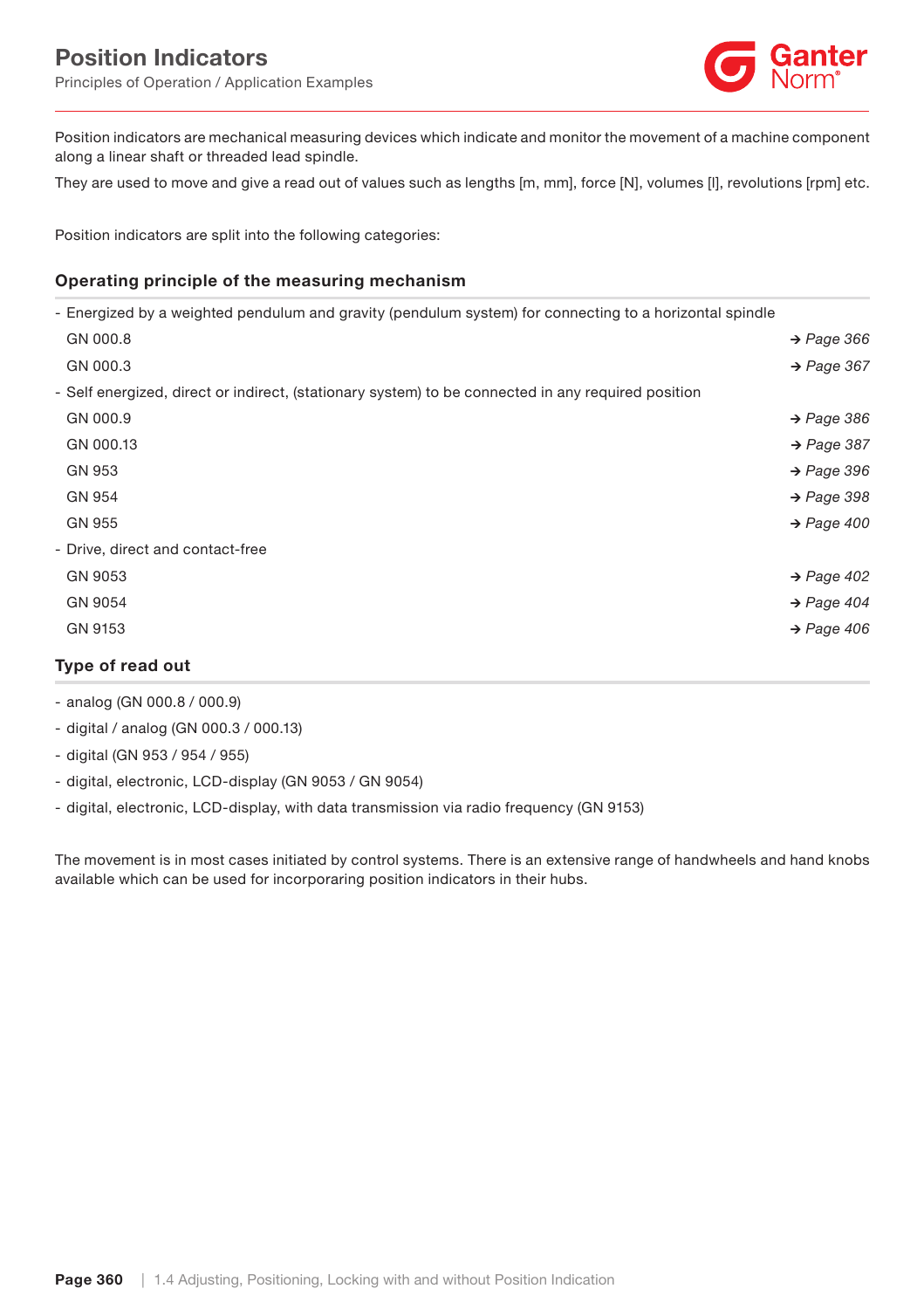# Position Indicators

Principles of Operation / Application Examples

Position indicators are mechanical measuring devices which indicate and monitor the movement of a machine component along a linear shaft or threaded lead spindle.

They are used to move and give a read out of values such as lengths [m, mm], force [N], volumes [l], revolutions [rpm] etc.

Position indicators are split into the following categories:

## Operating principle of the measuring mechanism

- Energized by a weighted pendulum and gravity (pendulum system) for connecting to a horizontal spindle
  - GN 000.8 → *Page 366*
  - GN 000.3 → *Page 367*
- Self energized, direct or indirect, (stationary system) to be connected in any required position
  - GN 000.9 → *Page 386*
  - GN 000.13 → *Page 387*
  - GN 953 → *Page 396*
  - GN 954 → *Page 398*
  - GN 955 → *Page 400*
- Drive, direct and contact-free
  - GN 9053 → *Page 402*
  - GN 9054 → *Page 404*
  - GN 9153 → *Page 406*

## Type of read out

- analog (GN 000.8 / 000.9)
- digital / analog (GN 000.3 / 000.13)
- digital (GN 953 / 954 / 955)
- digital, electronic, LCD-display (GN 9053 / GN 9054)
- digital, electronic, LCD-display, with data transmission via radio frequency (GN 9153)

The movement is in most cases initiated by control systems. There is an extensive range of handwheels and hand knobs available which can be used for incorporaring position indicators in their hubs.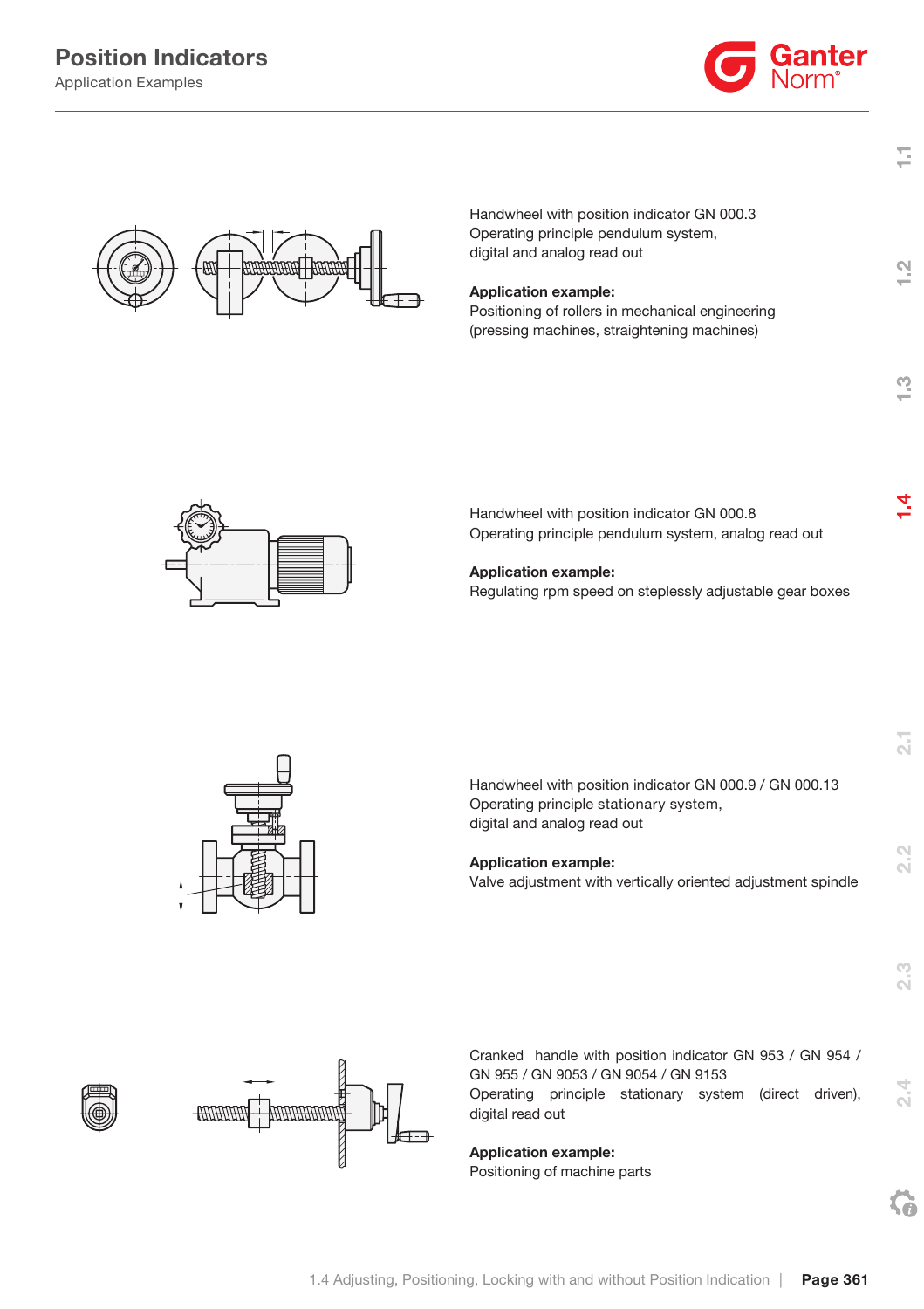# Position Indicators

Application Examples

Handwheel with position indicator GN 000.3
Operating principle pendulum system,
digital and analog read out

**Application example:**
Positioning of rollers in mechanical engineering
(pressing machines, straightening machines)

Handwheel with position indicator GN 000.8
Operating principle pendulum system, analog read out

**Application example:**
Regulating rpm speed on steplessly adjustable gear boxes

Handwheel with position indicator GN 000.9 / GN 000.13
Operating principle stationary system,
digital and analog read out

**Application example:**
Valve adjustment with vertically oriented adjustment spindle

Cranked handle with position indicator GN 953 / GN 954 / GN 955 / GN 9053 / GN 9054 / GN 9153
Operating principle stationary system (direct driven), digital read out

**Application example:**
Positioning of machine parts